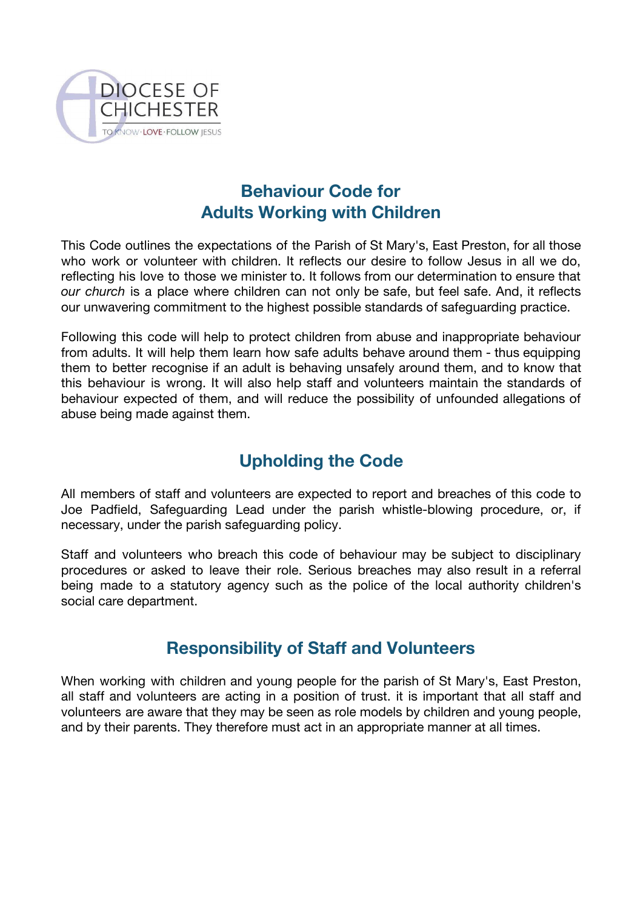DIOCESE OF CHICHESTER

TO KNOW · LOVE · FOLLOW JESUS

# Behaviour Code for Adults Working with Children

This Code outlines the expectations of the Parish of St Mary's, East Preston, for all those who work or volunteer with children. It reflects our desire to follow Jesus in all we do, reflecting his love to those we minister to. It follows from our determination to ensure that *our church* is a place where children can not only be safe, but feel safe. And, it reflects our unwavering commitment to the highest possible standards of safeguarding practice.

Following this code will help to protect children from abuse and inappropriate behaviour from adults. It will help them learn how safe adults behave around them - thus equipping them to better recognise if an adult is behaving unsafely around them, and to know that this behaviour is wrong. It will also help staff and volunteers maintain the standards of behaviour expected of them, and will reduce the possibility of unfounded allegations of abuse being made against them.

## Upholding the Code

All members of staff and volunteers are expected to report and breaches of this code to Joe Padfield, Safeguarding Lead under the parish whistle-blowing procedure, or, if necessary, under the parish safeguarding policy.

Staff and volunteers who breach this code of behaviour may be subject to disciplinary procedures or asked to leave their role. Serious breaches may also result in a referral being made to a statutory agency such as the police of the local authority children's social care department.

## Responsibility of Staff and Volunteers

When working with children and young people for the parish of St Mary's, East Preston, all staff and volunteers are acting in a position of trust. it is important that all staff and volunteers are aware that they may be seen as role models by children and young people, and by their parents. They therefore must act in an appropriate manner at all times.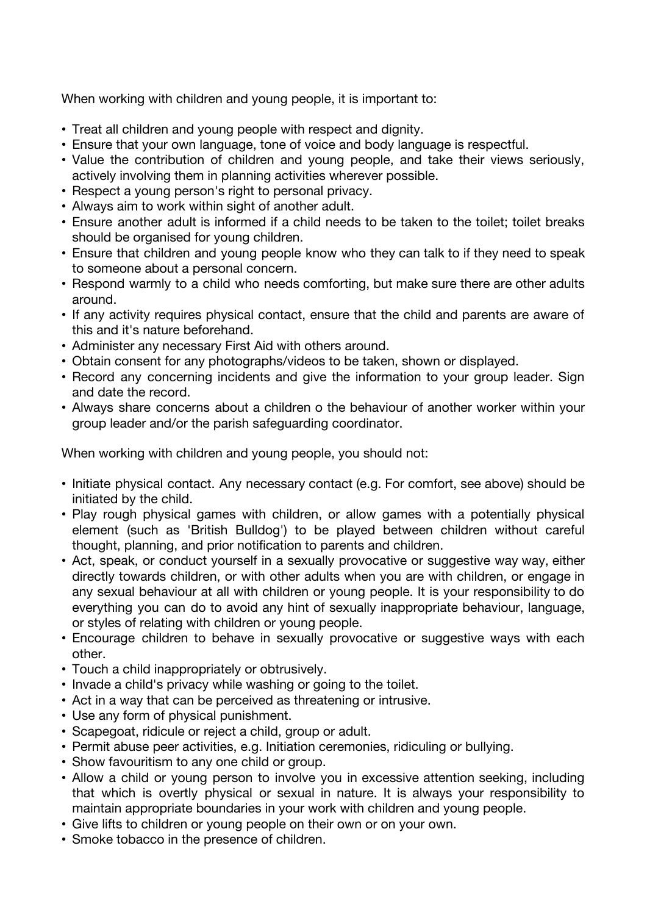When working with children and young people, it is important to:

- Treat all children and young people with respect and dignity.
- Ensure that your own language, tone of voice and body language is respectful.
- Value the contribution of children and young people, and take their views seriously, actively involving them in planning activities wherever possible.
- Respect a young person's right to personal privacy.
- Always aim to work within sight of another adult.
- Ensure another adult is informed if a child needs to be taken to the toilet; toilet breaks should be organised for young children.
- Ensure that children and young people know who they can talk to if they need to speak to someone about a personal concern.
- Respond warmly to a child who needs comforting, but make sure there are other adults around.
- If any activity requires physical contact, ensure that the child and parents are aware of this and it's nature beforehand.
- Administer any necessary First Aid with others around.
- Obtain consent for any photographs/videos to be taken, shown or displayed.
- Record any concerning incidents and give the information to your group leader. Sign and date the record.
- Always share concerns about a children o the behaviour of another worker within your group leader and/or the parish safeguarding coordinator.

When working with children and young people, you should not:

- Initiate physical contact. Any necessary contact (e.g. For comfort, see above) should be initiated by the child.
- Play rough physical games with children, or allow games with a potentially physical element (such as 'British Bulldog') to be played between children without careful thought, planning, and prior notification to parents and children.
- Act, speak, or conduct yourself in a sexually provocative or suggestive way way, either directly towards children, or with other adults when you are with children, or engage in any sexual behaviour at all with children or young people. It is your responsibility to do everything you can do to avoid any hint of sexually inappropriate behaviour, language, or styles of relating with children or young people.
- Encourage children to behave in sexually provocative or suggestive ways with each other.
- Touch a child inappropriately or obtrusively.
- Invade a child's privacy while washing or going to the toilet.
- Act in a way that can be perceived as threatening or intrusive.
- Use any form of physical punishment.
- Scapegoat, ridicule or reject a child, group or adult.
- Permit abuse peer activities, e.g. Initiation ceremonies, ridiculing or bullying.
- Show favouritism to any one child or group.
- Allow a child or young person to involve you in excessive attention seeking, including that which is overtly physical or sexual in nature. It is always your responsibility to maintain appropriate boundaries in your work with children and young people.
- Give lifts to children or young people on their own or on your own.
- Smoke tobacco in the presence of children.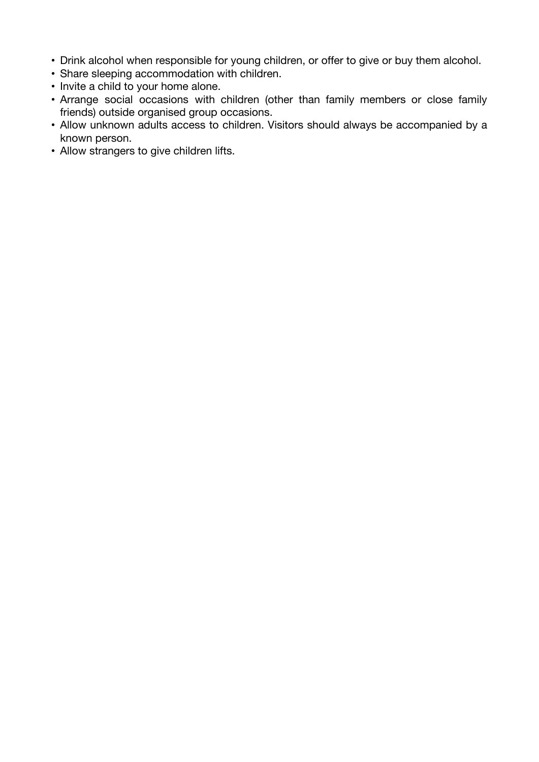- Drink alcohol when responsible for young children, or offer to give or buy them alcohol.
- Share sleeping accommodation with children.
- Invite a child to your home alone.
- Arrange social occasions with children (other than family members or close family friends) outside organised group occasions.
- Allow unknown adults access to children. Visitors should always be accompanied by a known person.
- Allow strangers to give children lifts.